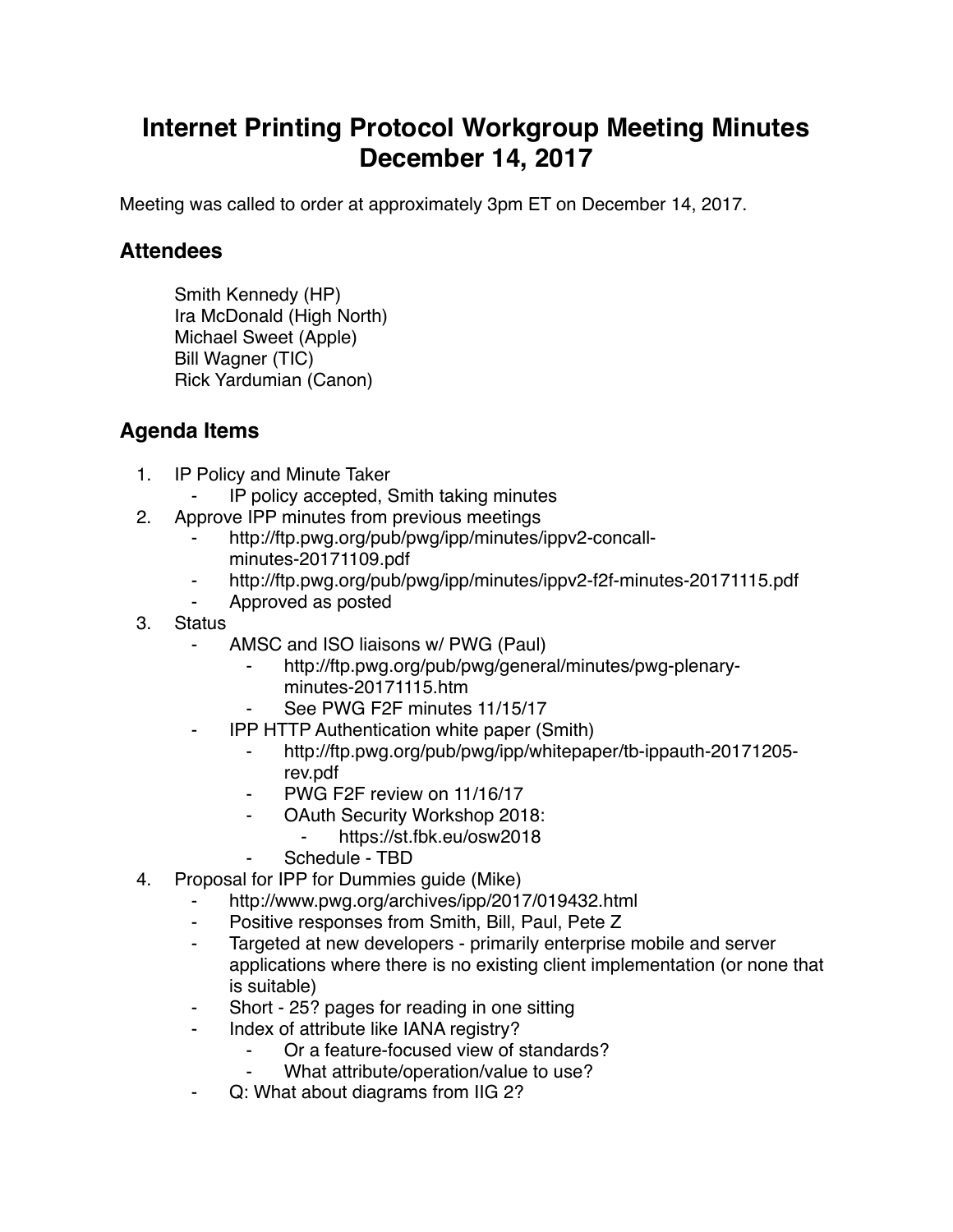# Internet Printing Protocol Workgroup Meeting Minutes December 14, 2017

Meeting was called to order at approximately 3pm ET on December 14, 2017.

## Attendees

Smith Kennedy (HP)
Ira McDonald (High North)
Michael Sweet (Apple)
Bill Wagner (TIC)
Rick Yardumian (Canon)

## Agenda Items

1. IP Policy and Minute Taker
    - IP policy accepted, Smith taking minutes
2. Approve IPP minutes from previous meetings
    - http://ftp.pwg.org/pub/pwg/ipp/minutes/ippv2-concall-minutes-20171109.pdf
    - http://ftp.pwg.org/pub/pwg/ipp/minutes/ippv2-f2f-minutes-20171115.pdf
    - Approved as posted
3. Status
    - AMSC and ISO liaisons w/ PWG (Paul)
        - http://ftp.pwg.org/pub/pwg/general/minutes/pwg-plenary-minutes-20171115.htm
        - See PWG F2F minutes 11/15/17
    - IPP HTTP Authentication white paper (Smith)
        - http://ftp.pwg.org/pub/pwg/ipp/whitepaper/tb-ippauth-20171205-rev.pdf
        - PWG F2F review on 11/16/17
        - OAuth Security Workshop 2018:
            - https://st.fbk.eu/osw2018
        - Schedule - TBD
4. Proposal for IPP for Dummies guide (Mike)
    - http://www.pwg.org/archives/ipp/2017/019432.html
    - Positive responses from Smith, Bill, Paul, Pete Z
    - Targeted at new developers - primarily enterprise mobile and server applications where there is no existing client implementation (or none that is suitable)
    - Short - 25? pages for reading in one sitting
    - Index of attribute like IANA registry?
        - Or a feature-focused view of standards?
        - What attribute/operation/value to use?
    - Q: What about diagrams from IIG 2?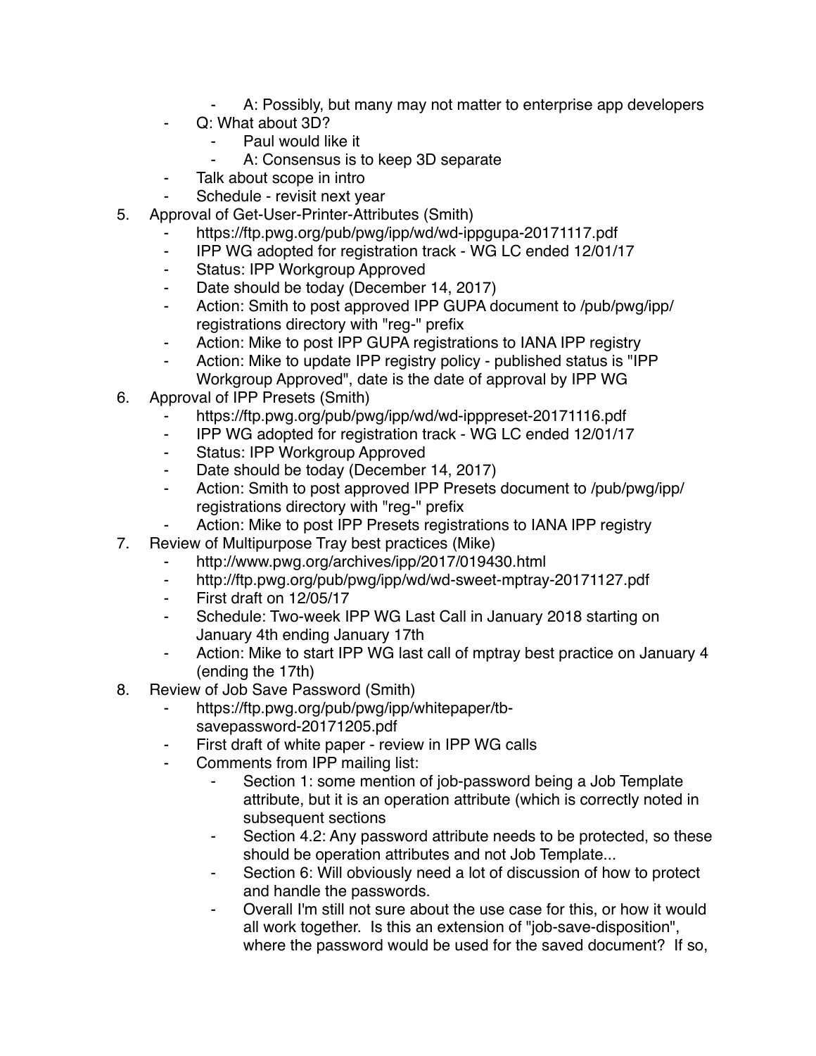- A: Possibly, but many may not matter to enterprise app developers
    - Q: What about 3D?
        - Paul would like it
        - A: Consensus is to keep 3D separate
    - Talk about scope in intro
    - Schedule - revisit next year
5. Approval of Get-User-Printer-Attributes (Smith)
    - https://ftp.pwg.org/pub/pwg/ipp/wd/wd-ippgupa-20171117.pdf
    - IPP WG adopted for registration track - WG LC ended 12/01/17
    - Status: IPP Workgroup Approved
    - Date should be today (December 14, 2017)
    - Action: Smith to post approved IPP GUPA document to /pub/pwg/ipp/registrations directory with "reg-" prefix
    - Action: Mike to post IPP GUPA registrations to IANA IPP registry
    - Action: Mike to update IPP registry policy - published status is "IPP Workgroup Approved", date is the date of approval by IPP WG
6. Approval of IPP Presets (Smith)
    - https://ftp.pwg.org/pub/pwg/ipp/wd/wd-ipppreset-20171116.pdf
    - IPP WG adopted for registration track - WG LC ended 12/01/17
    - Status: IPP Workgroup Approved
    - Date should be today (December 14, 2017)
    - Action: Smith to post approved IPP Presets document to /pub/pwg/ipp/registrations directory with "reg-" prefix
    - Action: Mike to post IPP Presets registrations to IANA IPP registry
7. Review of Multipurpose Tray best practices (Mike)
    - http://www.pwg.org/archives/ipp/2017/019430.html
    - http://ftp.pwg.org/pub/pwg/ipp/wd/wd-sweet-mptray-20171127.pdf
    - First draft on 12/05/17
    - Schedule: Two-week IPP WG Last Call in January 2018 starting on January 4th ending January 17th
    - Action: Mike to start IPP WG last call of mptray best practice on January 4 (ending the 17th)
8. Review of Job Save Password (Smith)
    - https://ftp.pwg.org/pub/pwg/ipp/whitepaper/tb-savepassword-20171205.pdf
    - First draft of white paper - review in IPP WG calls
    - Comments from IPP mailing list:
        - Section 1: some mention of job-password being a Job Template attribute, but it is an operation attribute (which is correctly noted in subsequent sections
        - Section 4.2: Any password attribute needs to be protected, so these should be operation attributes and not Job Template...
        - Section 6: Will obviously need a lot of discussion of how to protect and handle the passwords.
        - Overall I'm still not sure about the use case for this, or how it would all work together. Is this an extension of "job-save-disposition", where the password would be used for the saved document? If so,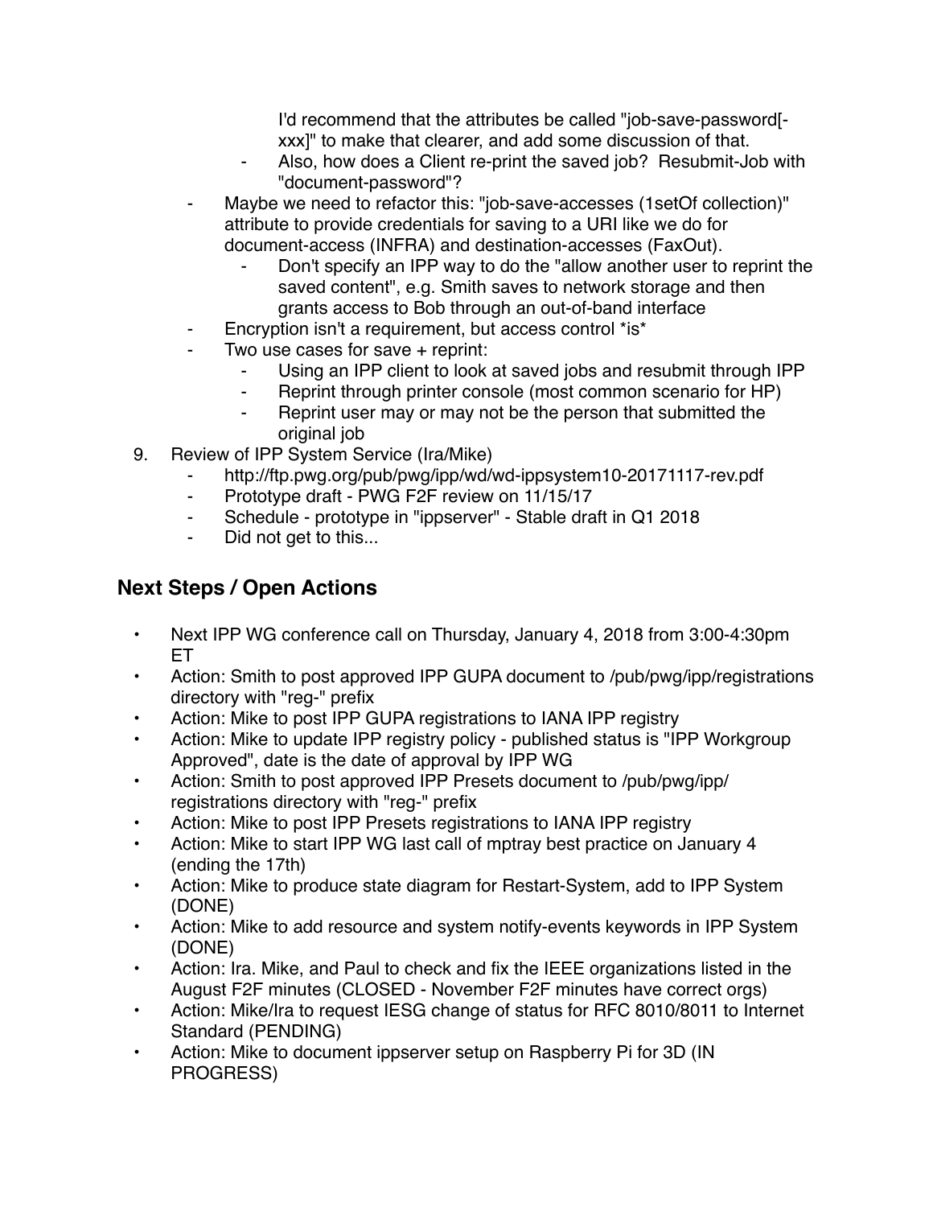I'd recommend that the attributes be called "job-save-password[-xxx]" to make that clearer, and add some discussion of that.

        - Also, how does a Client re-print the saved job? Resubmit-Job with "document-password"?
    - Maybe we need to refactor this: "job-save-accesses (1setOf collection)" attribute to provide credentials for saving to a URI like we do for document-access (INFRA) and destination-accesses (FaxOut).
        - Don't specify an IPP way to do the "allow another user to reprint the saved content", e.g. Smith saves to network storage and then grants access to Bob through an out-of-band interface
    - Encryption isn't a requirement, but access control *is*
    - Two use cases for save + reprint:
        - Using an IPP client to look at saved jobs and resubmit through IPP
        - Reprint through printer console (most common scenario for HP)
        - Reprint user may or may not be the person that submitted the original job

9. Review of IPP System Service (Ira/Mike)
    - http://ftp.pwg.org/pub/pwg/ipp/wd/wd-ippsystem10-20171117-rev.pdf
    - Prototype draft - PWG F2F review on 11/15/17
    - Schedule - prototype in "ippserver" - Stable draft in Q1 2018
    - Did not get to this...

## Next Steps / Open Actions

- Next IPP WG conference call on Thursday, January 4, 2018 from 3:00-4:30pm ET
- Action: Smith to post approved IPP GUPA document to /pub/pwg/ipp/registrations directory with "reg-" prefix
- Action: Mike to post IPP GUPA registrations to IANA IPP registry
- Action: Mike to update IPP registry policy - published status is "IPP Workgroup Approved", date is the date of approval by IPP WG
- Action: Smith to post approved IPP Presets document to /pub/pwg/ipp/registrations directory with "reg-" prefix
- Action: Mike to post IPP Presets registrations to IANA IPP registry
- Action: Mike to start IPP WG last call of mptray best practice on January 4 (ending the 17th)
- Action: Mike to produce state diagram for Restart-System, add to IPP System (DONE)
- Action: Mike to add resource and system notify-events keywords in IPP System (DONE)
- Action: Ira. Mike, and Paul to check and fix the IEEE organizations listed in the August F2F minutes (CLOSED - November F2F minutes have correct orgs)
- Action: Mike/Ira to request IESG change of status for RFC 8010/8011 to Internet Standard (PENDING)
- Action: Mike to document ippserver setup on Raspberry Pi for 3D (IN PROGRESS)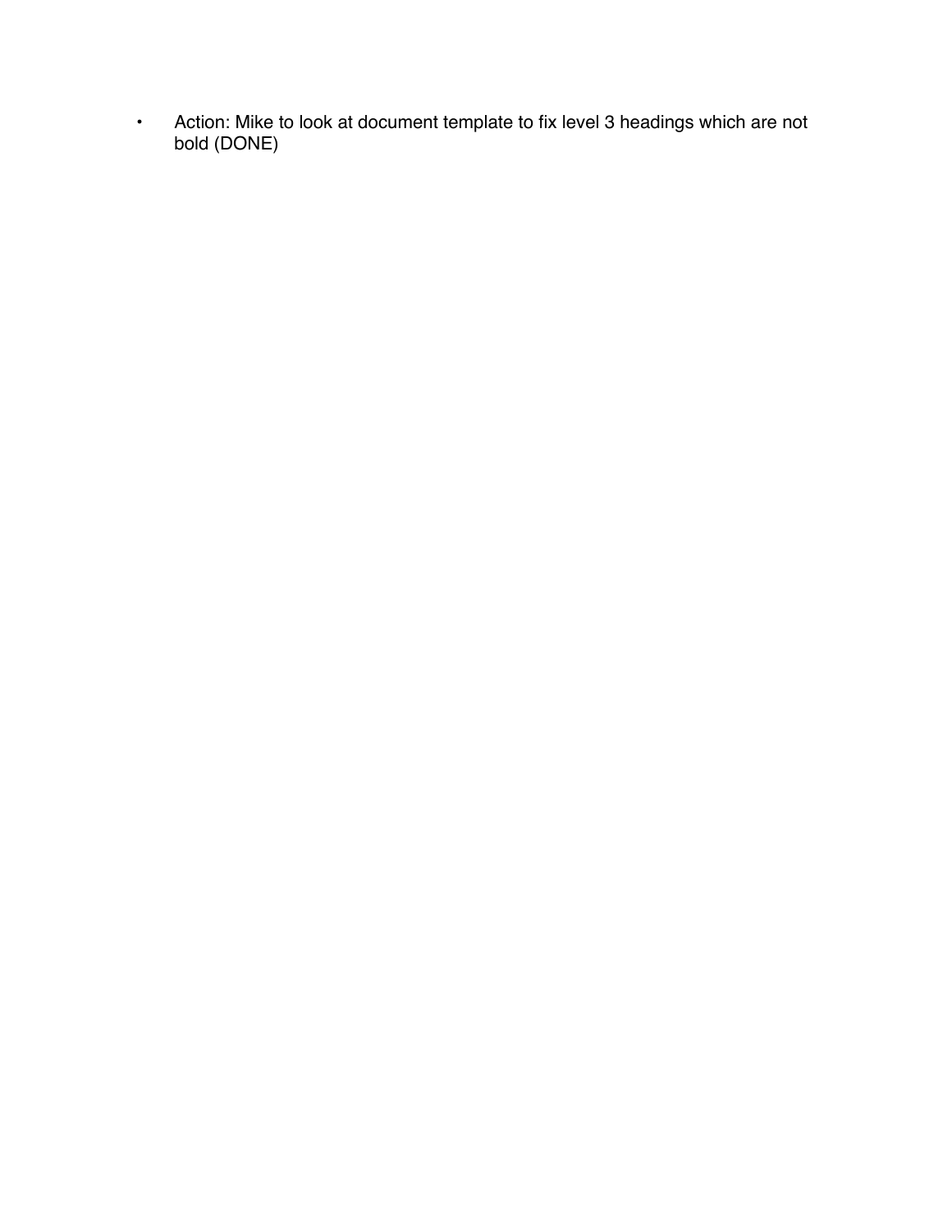- Action: Mike to look at document template to fix level 3 headings which are not bold (DONE)